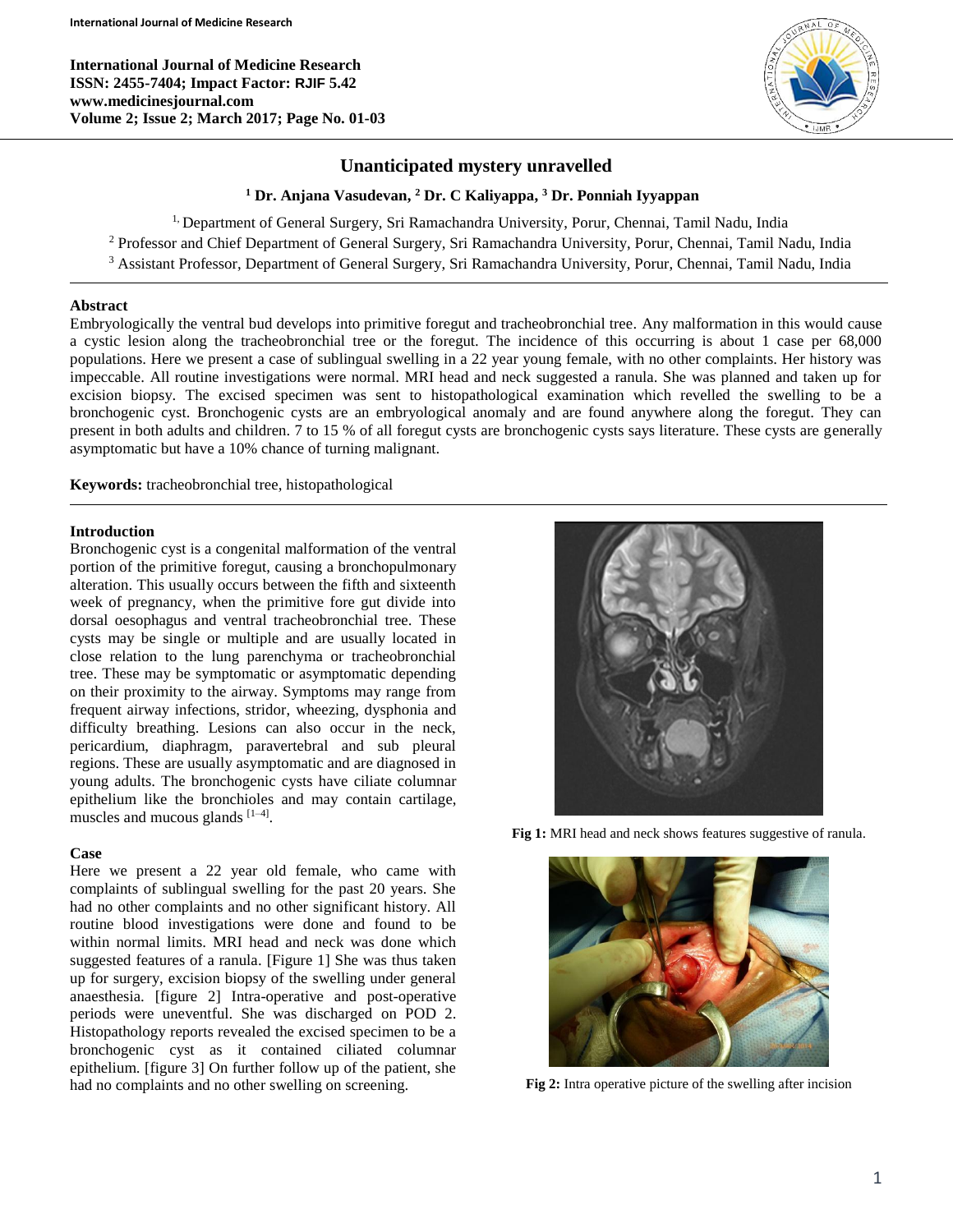# Unanticipated mystery unravelled

**[1] Dr. Anjana Vasudevan, [2] Dr. C Kaliyappa, [3] Dr. Ponniah Iyyappan**

[1] Department of General Surgery, Sri Ramachandra University, Porur, Chennai, Tamil Nadu, India
[2] Professor and Chief Department of General Surgery, Sri Ramachandra University, Porur, Chennai, Tamil Nadu, India
[3] Assistant Professor, Department of General Surgery, Sri Ramachandra University, Porur, Chennai, Tamil Nadu, India

## Abstract

Embryologically the ventral bud develops into primitive foregut and tracheobronchial tree. Any malformation in this would cause a cystic lesion along the tracheobronchial tree or the foregut. The incidence of this occurring is about 1 case per 68,000 populations. Here we present a case of sublingual swelling in a 22 year young female, with no other complaints. Her history was impeccable. All routine investigations were normal. MRI head and neck suggested a ranula. She was planned and taken up for excision biopsy. The excised specimen was sent to histopathological examination which revelled the swelling to be a bronchogenic cyst. Bronchogenic cysts are an embryological anomaly and are found anywhere along the foregut. They can present in both adults and children. 7 to 15 % of all foregut cysts are bronchogenic cysts says literature. These cysts are generally asymptomatic but have a 10% chance of turning malignant.

**Keywords:** tracheobronchial tree, histopathological

## Introduction

Bronchogenic cyst is a congenital malformation of the ventral portion of the primitive foregut, causing a bronchopulmonary alteration. This usually occurs between the fifth and sixteenth week of pregnancy, when the primitive fore gut divide into dorsal oesophagus and ventral tracheobronchial tree. These cysts may be single or multiple and are usually located in close relation to the lung parenchyma or tracheobronchial tree. These may be symptomatic or asymptomatic depending on their proximity to the airway. Symptoms may range from frequent airway infections, stridor, wheezing, dysphonia and difficulty breathing. Lesions can also occur in the neck, pericardium, diaphragm, paravertebral and sub pleural regions. These are usually asymptomatic and are diagnosed in young adults. The bronchogenic cysts have ciliate columnar epithelium like the bronchioles and may contain cartilage, muscles and mucous glands [1–4].

## Case

Here we present a 22 year old female, who came with complaints of sublingual swelling for the past 20 years. She had no other complaints and no other significant history. All routine blood investigations were done and found to be within normal limits. MRI head and neck was done which suggested features of a ranula. [Figure 1] She was thus taken up for surgery, excision biopsy of the swelling under general anaesthesia. [figure 2] Intra-operative and post-operative periods were uneventful. She was discharged on POD 2. Histopathology reports revealed the excised specimen to be a bronchogenic cyst as it contained ciliated columnar epithelium. [figure 3] On further follow up of the patient, she had no complaints and no other swelling on screening.

**Fig 1:** MRI head and neck shows features suggestive of ranula.

**Fig 2:** Intra operative picture of the swelling after incision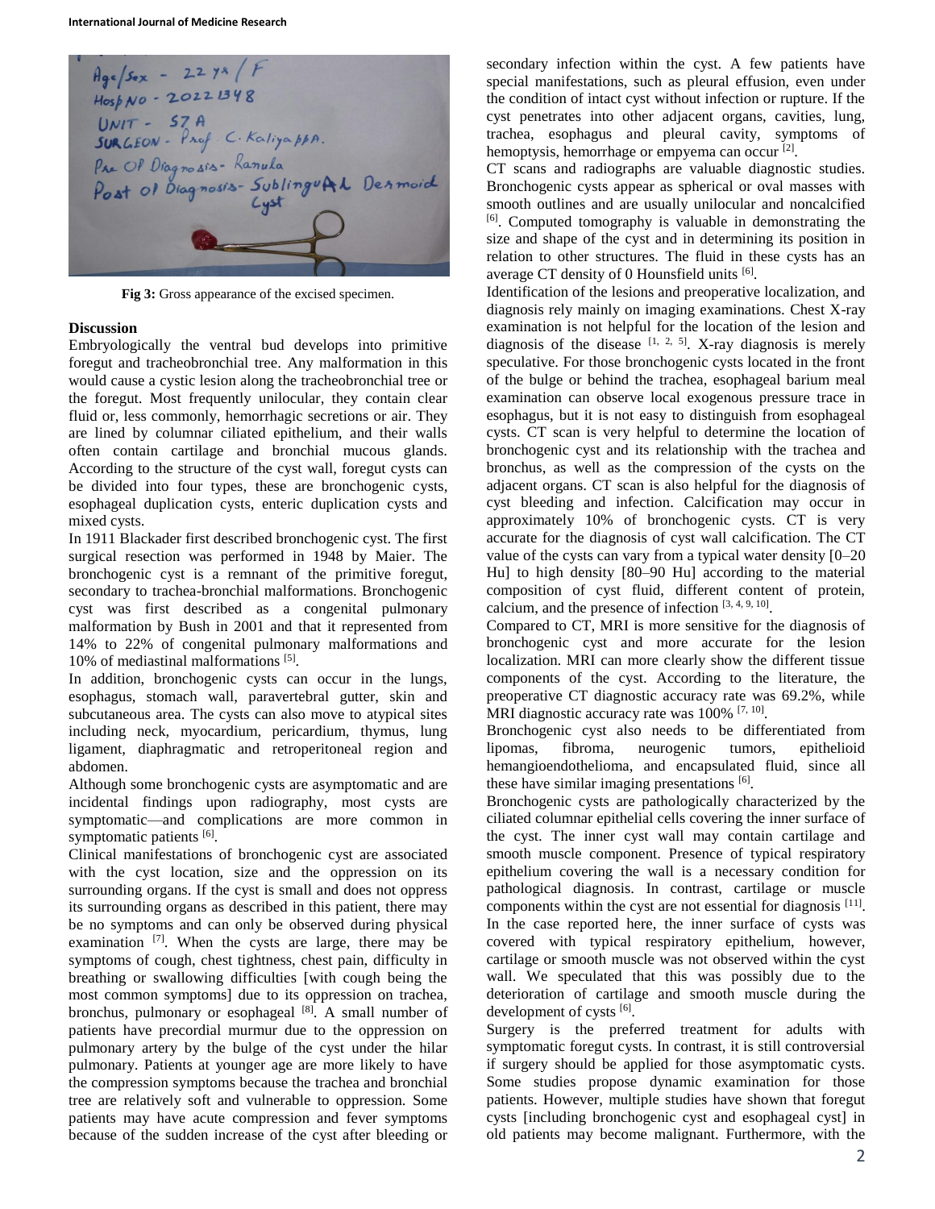Fig 3: Gross appearance of the excised specimen.

## Discussion

Embryologically the ventral bud develops into primitive foregut and tracheobronchial tree. Any malformation in this would cause a cystic lesion along the tracheobronchial tree or the foregut. Most frequently unilocular, they contain clear fluid or, less commonly, hemorrhagic secretions or air. They are lined by columnar ciliated epithelium, and their walls often contain cartilage and bronchial mucous glands. According to the structure of the cyst wall, foregut cysts can be divided into four types, these are bronchogenic cysts, esophageal duplication cysts, enteric duplication cysts and mixed cysts.

In 1911 Blackader first described bronchogenic cyst. The first surgical resection was performed in 1948 by Maier. The bronchogenic cyst is a remnant of the primitive foregut, secondary to trachea-bronchial malformations. Bronchogenic cyst was first described as a congenital pulmonary malformation by Bush in 2001 and that it represented from 14% to 22% of congenital pulmonary malformations and 10% of mediastinal malformations [5].

In addition, bronchogenic cysts can occur in the lungs, esophagus, stomach wall, paravertebral gutter, skin and subcutaneous area. The cysts can also move to atypical sites including neck, myocardium, pericardium, thymus, lung ligament, diaphragmatic and retroperitoneal region and abdomen.

Although some bronchogenic cysts are asymptomatic and are incidental findings upon radiography, most cysts are symptomatic—and complications are more common in symptomatic patients [6].

Clinical manifestations of bronchogenic cyst are associated with the cyst location, size and the oppression on its surrounding organs. If the cyst is small and does not oppress its surrounding organs as described in this patient, there may be no symptoms and can only be observed during physical examination [7]. When the cysts are large, there may be symptoms of cough, chest tightness, chest pain, difficulty in breathing or swallowing difficulties [with cough being the most common symptoms] due to its oppression on trachea, bronchus, pulmonary or esophageal [8]. A small number of patients have precordial murmur due to the oppression on pulmonary artery by the bulge of the cyst under the hilar pulmonary. Patients at younger age are more likely to have the compression symptoms because the trachea and bronchial tree are relatively soft and vulnerable to oppression. Some patients may have acute compression and fever symptoms because of the sudden increase of the cyst after bleeding or secondary infection within the cyst. A few patients have special manifestations, such as pleural effusion, even under the condition of intact cyst without infection or rupture. If the cyst penetrates into other adjacent organs, cavities, lung, trachea, esophagus and pleural cavity, symptoms of hemoptysis, hemorrhage or empyema can occur [2].

CT scans and radiographs are valuable diagnostic studies. Bronchogenic cysts appear as spherical or oval masses with smooth outlines and are usually unilocular and noncalcified [6]. Computed tomography is valuable in demonstrating the size and shape of the cyst and in determining its position in relation to other structures. The fluid in these cysts has an average CT density of 0 Hounsfield units [6].

Identification of the lesions and preoperative localization, and diagnosis rely mainly on imaging examinations. Chest X-ray examination is not helpful for the location of the lesion and diagnosis of the disease [1, 2, 5]. X-ray diagnosis is merely speculative. For those bronchogenic cysts located in the front of the bulge or behind the trachea, esophageal barium meal examination can observe local exogenous pressure trace in esophagus, but it is not easy to distinguish from esophageal cysts. CT scan is very helpful to determine the location of bronchogenic cyst and its relationship with the trachea and bronchus, as well as the compression of the cysts on the adjacent organs. CT scan is also helpful for the diagnosis of cyst bleeding and infection. Calcification may occur in approximately 10% of bronchogenic cysts. CT is very accurate for the diagnosis of cyst wall calcification. The CT value of the cysts can vary from a typical water density [0–20 Hu] to high density [80–90 Hu] according to the material composition of cyst fluid, different content of protein, calcium, and the presence of infection [3, 4, 9, 10].

Compared to CT, MRI is more sensitive for the diagnosis of bronchogenic cyst and more accurate for the lesion localization. MRI can more clearly show the different tissue components of the cyst. According to the literature, the preoperative CT diagnostic accuracy rate was 69.2%, while MRI diagnostic accuracy rate was 100% [7, 10].

Bronchogenic cyst also needs to be differentiated from lipomas, fibroma, neurogenic tumors, epithelioid hemangioendothelioma, and encapsulated fluid, since all these have similar imaging presentations [6].

Bronchogenic cysts are pathologically characterized by the ciliated columnar epithelial cells covering the inner surface of the cyst. The inner cyst wall may contain cartilage and smooth muscle component. Presence of typical respiratory epithelium covering the wall is a necessary condition for pathological diagnosis. In contrast, cartilage or muscle components within the cyst are not essential for diagnosis [11]. In the case reported here, the inner surface of cysts was covered with typical respiratory epithelium, however, cartilage or smooth muscle was not observed within the cyst wall. We speculated that this was possibly due to the deterioration of cartilage and smooth muscle during the development of cysts [6].

Surgery is the preferred treatment for adults with symptomatic foregut cysts. In contrast, it is still controversial if surgery should be applied for those asymptomatic cysts. Some studies propose dynamic examination for those patients. However, multiple studies have shown that foregut cysts [including bronchogenic cyst and esophageal cyst] in old patients may become malignant. Furthermore, with the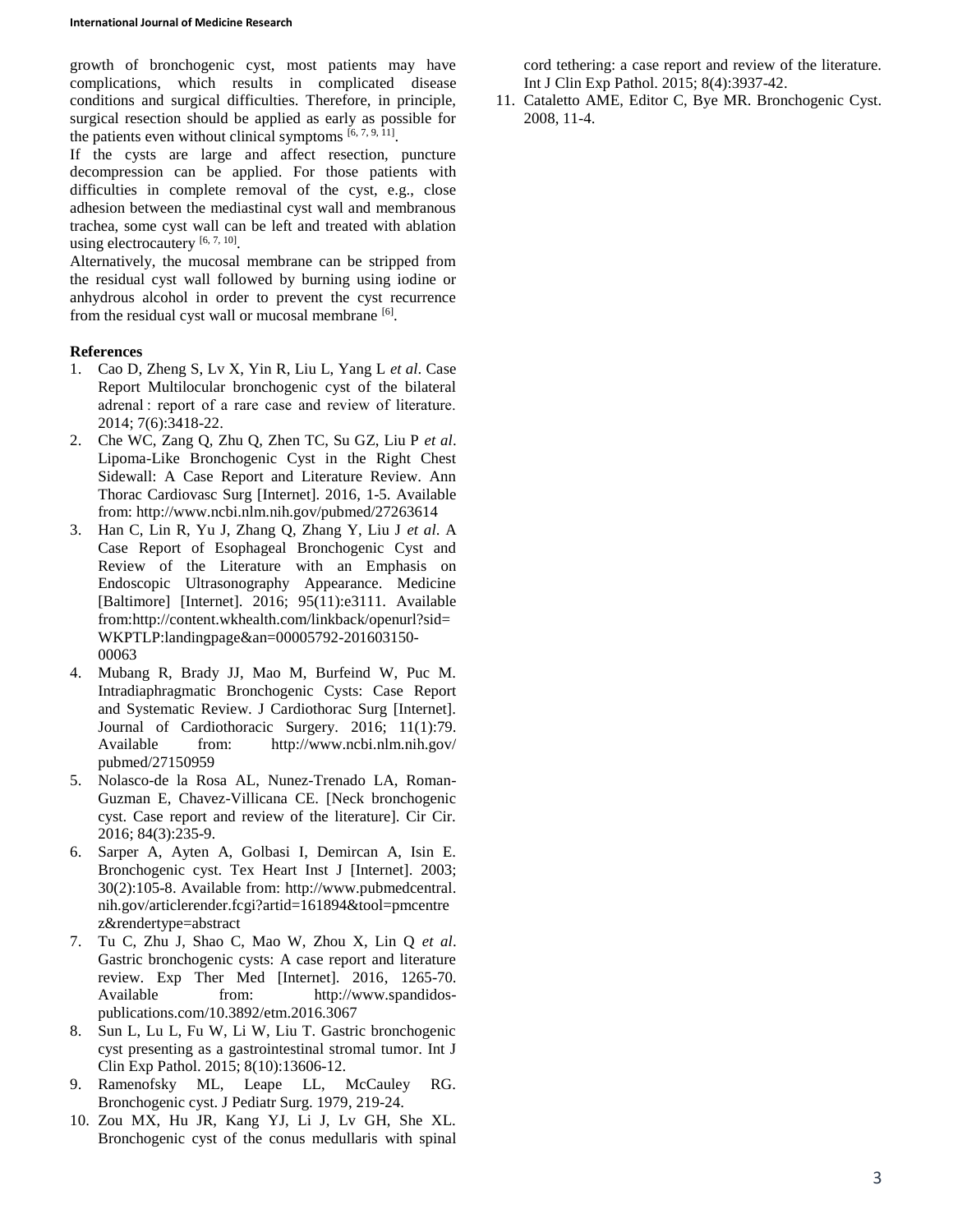growth of bronchogenic cyst, most patients may have complications, which results in complicated disease conditions and surgical difficulties. Therefore, in principle, surgical resection should be applied as early as possible for the patients even without clinical symptoms [6, 7, 9, 11].

If the cysts are large and affect resection, puncture decompression can be applied. For those patients with difficulties in complete removal of the cyst, e.g., close adhesion between the mediastinal cyst wall and membranous trachea, some cyst wall can be left and treated with ablation using electrocautery [6, 7, 10].

Alternatively, the mucosal membrane can be stripped from the residual cyst wall followed by burning using iodine or anhydrous alcohol in order to prevent the cyst recurrence from the residual cyst wall or mucosal membrane [6].

**References**

1. Cao D, Zheng S, Lv X, Yin R, Liu L, Yang L *et al*. Case Report Multilocular bronchogenic cyst of the bilateral adrenal : report of a rare case and review of literature. 2014; 7(6):3418-22.
2. Che WC, Zang Q, Zhu Q, Zhen TC, Su GZ, Liu P *et al*. Lipoma-Like Bronchogenic Cyst in the Right Chest Sidewall: A Case Report and Literature Review. Ann Thorac Cardiovasc Surg [Internet]. 2016, 1-5. Available from: http://www.ncbi.nlm.nih.gov/pubmed/27263614
3. Han C, Lin R, Yu J, Zhang Q, Zhang Y, Liu J *et al*. A Case Report of Esophageal Bronchogenic Cyst and Review of the Literature with an Emphasis on Endoscopic Ultrasonography Appearance. Medicine [Baltimore] [Internet]. 2016; 95(11):e3111. Available from:http://content.wkhealth.com/linkback/openurl?sid=WKPTLP:landingpage&an=00005792-201603150-00063
4. Mubang R, Brady JJ, Mao M, Burfeind W, Puc M. Intradiaphragmatic Bronchogenic Cysts: Case Report and Systematic Review. J Cardiothorac Surg [Internet]. Journal of Cardiothoracic Surgery. 2016; 11(1):79. Available from: http://www.ncbi.nlm.nih.gov/pubmed/27150959
5. Nolasco-de la Rosa AL, Nunez-Trenado LA, Roman-Guzman E, Chavez-Villicana CE. [Neck bronchogenic cyst. Case report and review of the literature]. Cir Cir. 2016; 84(3):235-9.
6. Sarper A, Ayten A, Golbasi I, Demircan A, Isin E. Bronchogenic cyst. Tex Heart Inst J [Internet]. 2003; 30(2):105-8. Available from: http://www.pubmedcentral.nih.gov/articlerender.fcgi?artid=161894&tool=pmcentrez&rendertype=abstract
7. Tu C, Zhu J, Shao C, Mao W, Zhou X, Lin Q *et al*. Gastric bronchogenic cysts: A case report and literature review. Exp Ther Med [Internet]. 2016, 1265-70. Available from: http://www.spandidos-publications.com/10.3892/etm.2016.3067
8. Sun L, Lu L, Fu W, Li W, Liu T. Gastric bronchogenic cyst presenting as a gastrointestinal stromal tumor. Int J Clin Exp Pathol. 2015; 8(10):13606-12.
9. Ramenofsky ML, Leape LL, McCauley RG. Bronchogenic cyst. J Pediatr Surg. 1979, 219-24.
10. Zou MX, Hu JR, Kang YJ, Li J, Lv GH, She XL. Bronchogenic cyst of the conus medullaris with spinal cord tethering: a case report and review of the literature. Int J Clin Exp Pathol. 2015; 8(4):3937-42.
11. Cataletto AME, Editor C, Bye MR. Bronchogenic Cyst. 2008, 11-4.